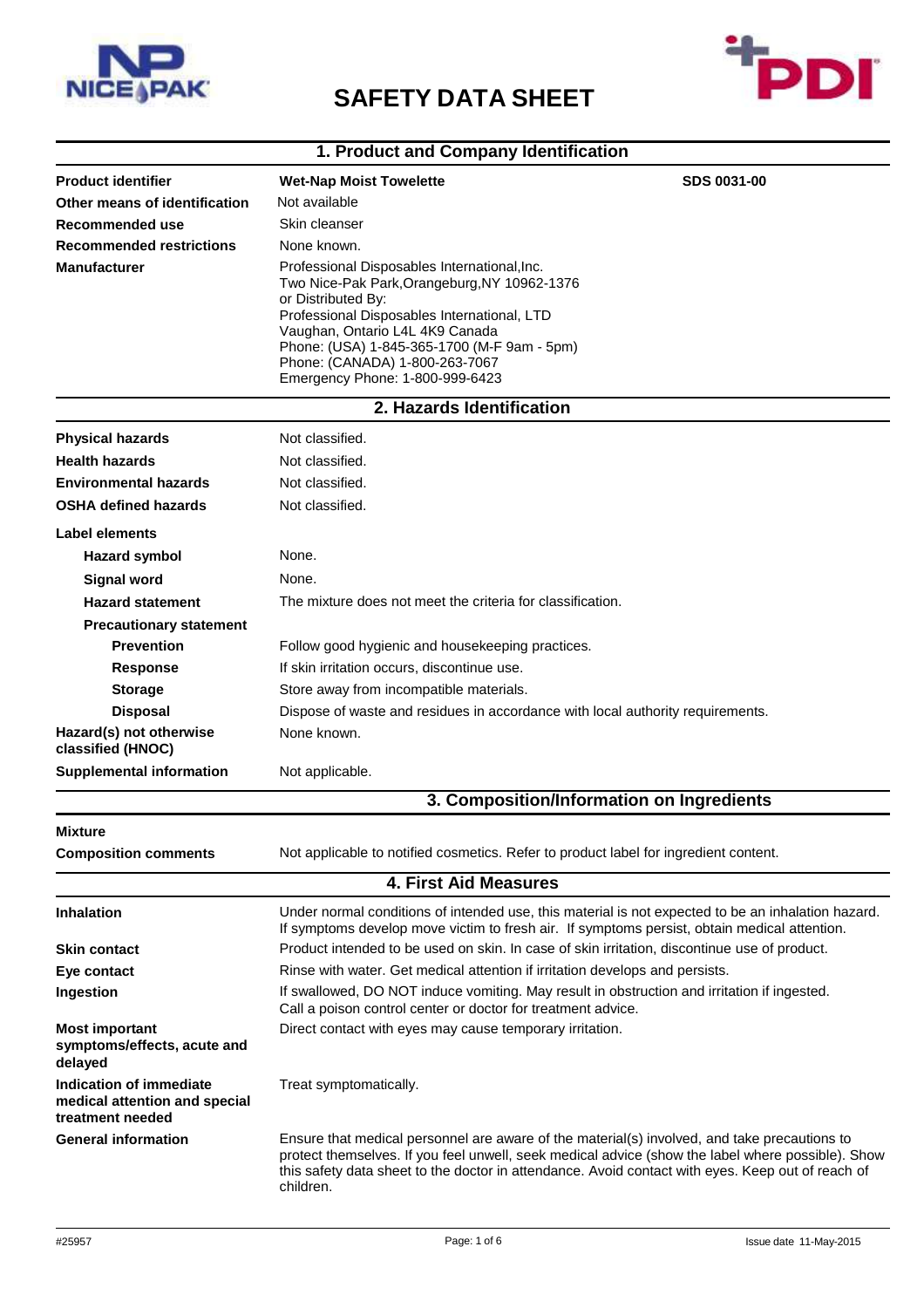# SAFETY DATA SHEET

## 1. Product and Company Identification

| | | |
|---|---|---|
| **Product identifier** | **Wet-Nap Moist Towelette** | **SDS 0031-00** |
| **Other means of identification** | Not available | |
| **Recommended use** | Skin cleanser | |
| **Recommended restrictions** | None known. | |
| **Manufacturer** | Professional Disposables International,Inc.<br>Two Nice-Pak Park,Orangeburg,NY 10962-1376<br>or Distributed By:<br>Professional Disposables International, LTD<br>Vaughan, Ontario L4L 4K9 Canada<br>Phone: (USA) 1-845-365-1700 (M-F 9am - 5pm)<br>Phone: (CANADA) 1-800-263-7067<br>Emergency Phone: 1-800-999-6423 | |

## 2. Hazards Identification

**Physical hazards** Not classified.

**Health hazards** Not classified.

**Environmental hazards** Not classified.

**OSHA defined hazards** Not classified.

**Label elements**

- **Hazard symbol** None.
- **Signal word** None.
- **Hazard statement** The mixture does not meet the criteria for classification.
- **Precautionary statement**
  - **Prevention** Follow good hygienic and housekeeping practices.
  - **Response** If skin irritation occurs, discontinue use.
  - **Storage** Store away from incompatible materials.
  - **Disposal** Dispose of waste and residues in accordance with local authority requirements.

**Hazard(s) not otherwise classified (HNOC)** None known.

**Supplemental information** Not applicable.

## 3. Composition/Information on Ingredients

**Mixture**

**Composition comments** Not applicable to notified cosmetics. Refer to product label for ingredient content.

## 4. First Aid Measures

**Inhalation** Under normal conditions of intended use, this material is not expected to be an inhalation hazard. If symptoms develop move victim to fresh air. If symptoms persist, obtain medical attention.

**Skin contact** Product intended to be used on skin. In case of skin irritation, discontinue use of product.

**Eye contact** Rinse with water. Get medical attention if irritation develops and persists.

**Ingestion** If swallowed, DO NOT induce vomiting. May result in obstruction and irritation if ingested. Call a poison control center or doctor for treatment advice.

**Most important symptoms/effects, acute and delayed** Direct contact with eyes may cause temporary irritation.

**Indication of immediate medical attention and special treatment needed** Treat symptomatically.

**General information** Ensure that medical personnel are aware of the material(s) involved, and take precautions to protect themselves. If you feel unwell, seek medical advice (show the label where possible). Show this safety data sheet to the doctor in attendance. Avoid contact with eyes. Keep out of reach of children.

#25957 Issue date 11-May-2015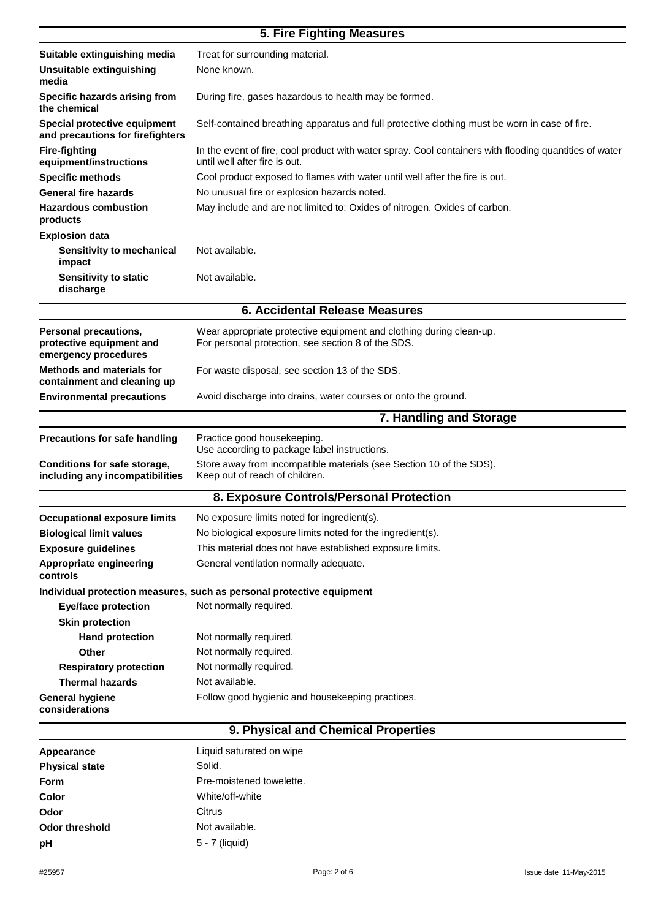## 5. Fire Fighting Measures

| | |
|---|---|
| **Suitable extinguishing media** | Treat for surrounding material. |
| **Unsuitable extinguishing media** | None known. |
| **Specific hazards arising from the chemical** | During fire, gases hazardous to health may be formed. |
| **Special protective equipment and precautions for firefighters** | Self-contained breathing apparatus and full protective clothing must be worn in case of fire. |
| **Fire-fighting equipment/instructions** | In the event of fire, cool product with water spray. Cool containers with flooding quantities of water until well after fire is out. |
| **Specific methods** | Cool product exposed to flames with water until well after the fire is out. |
| **General fire hazards** | No unusual fire or explosion hazards noted. |
| **Hazardous combustion products** | May include and are not limited to: Oxides of nitrogen. Oxides of carbon. |
| **Explosion data** | |
| **Sensitivity to mechanical impact** | Not available. |
| **Sensitivity to static discharge** | Not available. |

## 6. Accidental Release Measures

| | |
|---|---|
| **Personal precautions, protective equipment and emergency procedures** | Wear appropriate protective equipment and clothing during clean-up. For personal protection, see section 8 of the SDS. |
| **Methods and materials for containment and cleaning up** | For waste disposal, see section 13 of the SDS. |
| **Environmental precautions** | Avoid discharge into drains, water courses or onto the ground. |

## 7. Handling and Storage

| | |
|---|---|
| **Precautions for safe handling** | Practice good housekeeping. Use according to package label instructions. |
| **Conditions for safe storage, including any incompatibilities** | Store away from incompatible materials (see Section 10 of the SDS). Keep out of reach of children. |

## 8. Exposure Controls/Personal Protection

| | |
|---|---|
| **Occupational exposure limits** | No exposure limits noted for ingredient(s). |
| **Biological limit values** | No biological exposure limits noted for the ingredient(s). |
| **Exposure guidelines** | This material does not have established exposure limits. |
| **Appropriate engineering controls** | General ventilation normally adequate. |
| **Individual protection measures, such as personal protective equipment** | |
| **Eye/face protection** | Not normally required. |
| **Skin protection** | |
| **Hand protection** | Not normally required. |
| **Other** | Not normally required. |
| **Respiratory protection** | Not normally required. |
| **Thermal hazards** | Not available. |
| **General hygiene considerations** | Follow good hygienic and housekeeping practices. |

## 9. Physical and Chemical Properties

| | |
|---|---|
| **Appearance** | Liquid saturated on wipe |
| **Physical state** | Solid. |
| **Form** | Pre-moistened towelette. |
| **Color** | White/off-white |
| **Odor** | Citrus |
| **Odor threshold** | Not available. |
| **pH** | 5 - 7 (liquid) |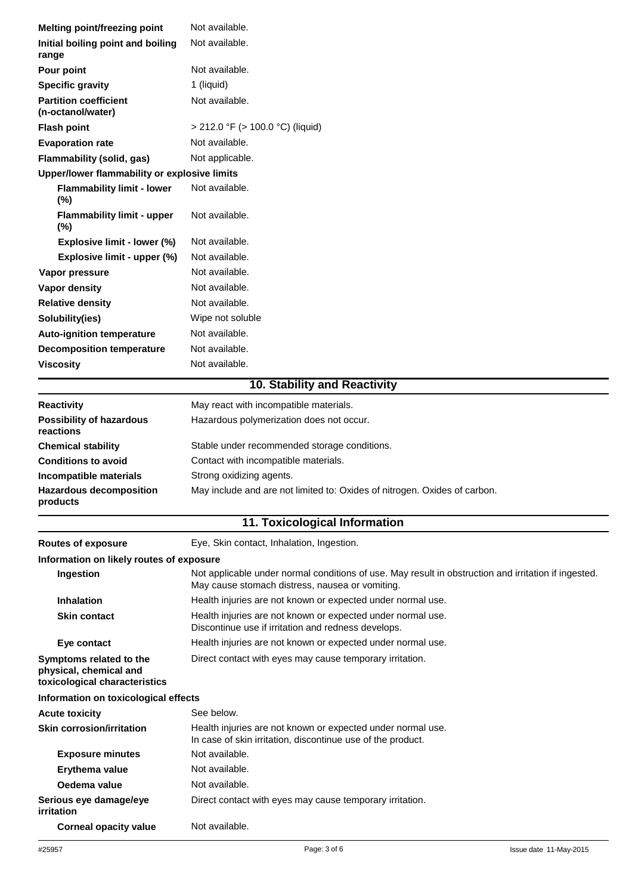| | |
|---|---|
| **Melting point/freezing point** | Not available. |
| **Initial boiling point and boiling range** | Not available. |
| **Pour point** | Not available. |
| **Specific gravity** | 1 (liquid) |
| **Partition coefficient (n-octanol/water)** | Not available. |
| **Flash point** | > 212.0 °F (> 100.0 °C) (liquid) |
| **Evaporation rate** | Not available. |
| **Flammability (solid, gas)** | Not applicable. |
| **Upper/lower flammability or explosive limits** | |
| **Flammability limit - lower (%)** | Not available. |
| **Flammability limit - upper (%)** | Not available. |
| **Explosive limit - lower (%)** | Not available. |
| **Explosive limit - upper (%)** | Not available. |
| **Vapor pressure** | Not available. |
| **Vapor density** | Not available. |
| **Relative density** | Not available. |
| **Solubility(ies)** | Wipe not soluble |
| **Auto-ignition temperature** | Not available. |
| **Decomposition temperature** | Not available. |
| **Viscosity** | Not available. |

## 10. Stability and Reactivity

| | |
|---|---|
| **Reactivity** | May react with incompatible materials. |
| **Possibility of hazardous reactions** | Hazardous polymerization does not occur. |
| **Chemical stability** | Stable under recommended storage conditions. |
| **Conditions to avoid** | Contact with incompatible materials. |
| **Incompatible materials** | Strong oxidizing agents. |
| **Hazardous decomposition products** | May include and are not limited to: Oxides of nitrogen. Oxides of carbon. |

## 11. Toxicological Information

| | |
|---|---|
| **Routes of exposure** | Eye, Skin contact, Inhalation, Ingestion. |
| **Information on likely routes of exposure** | |
| **Ingestion** | Not applicable under normal conditions of use. May result in obstruction and irritation if ingested. May cause stomach distress, nausea or vomiting. |
| **Inhalation** | Health injuries are not known or expected under normal use. |
| **Skin contact** | Health injuries are not known or expected under normal use. Discontinue use if irritation and redness develops. |
| **Eye contact** | Health injuries are not known or expected under normal use. |
| **Symptoms related to the physical, chemical and toxicological characteristics** | Direct contact with eyes may cause temporary irritation. |
| **Information on toxicological effects** | |
| **Acute toxicity** | See below. |
| **Skin corrosion/irritation** | Health injuries are not known or expected under normal use. In case of skin irritation, discontinue use of the product. |
| **Exposure minutes** | Not available. |
| **Erythema value** | Not available. |
| **Oedema value** | Not available. |
| **Serious eye damage/eye irritation** | Direct contact with eyes may cause temporary irritation. |
| **Corneal opacity value** | Not available. |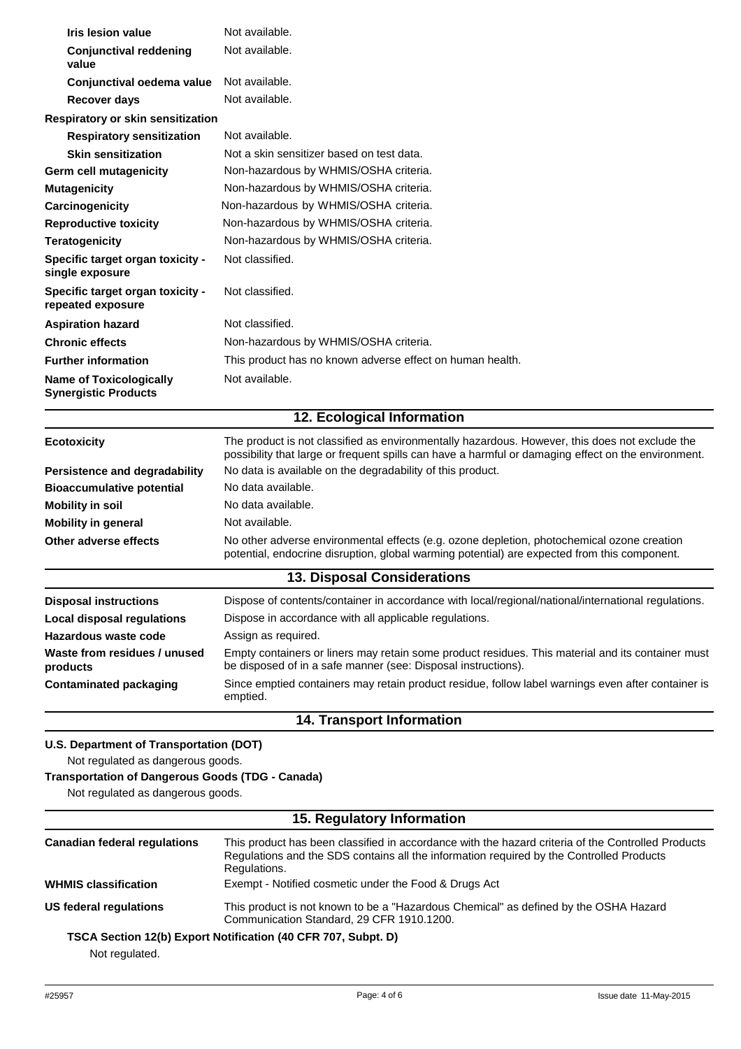| | |
|---|---|
| **Iris lesion value** | Not available. |
| **Conjunctival reddening value** | Not available. |
| **Conjunctival oedema value** | Not available. |
| **Recover days** | Not available. |
| **Respiratory or skin sensitization** | |
| **Respiratory sensitization** | Not available. |
| **Skin sensitization** | Not a skin sensitizer based on test data. |
| **Germ cell mutagenicity** | Non-hazardous by WHMIS/OSHA criteria. |
| **Mutagenicity** | Non-hazardous by WHMIS/OSHA criteria. |
| **Carcinogenicity** | Non-hazardous by WHMIS/OSHA criteria. |
| **Reproductive toxicity** | Non-hazardous by WHMIS/OSHA criteria. |
| **Teratogenicity** | Non-hazardous by WHMIS/OSHA criteria. |
| **Specific target organ toxicity - single exposure** | Not classified. |
| **Specific target organ toxicity - repeated exposure** | Not classified. |
| **Aspiration hazard** | Not classified. |
| **Chronic effects** | Non-hazardous by WHMIS/OSHA criteria. |
| **Further information** | This product has no known adverse effect on human health. |
| **Name of Toxicologically Synergistic Products** | Not available. |

## 12. Ecological Information

| | |
|---|---|
| **Ecotoxicity** | The product is not classified as environmentally hazardous. However, this does not exclude the possibility that large or frequent spills can have a harmful or damaging effect on the environment. |
| **Persistence and degradability** | No data is available on the degradability of this product. |
| **Bioaccumulative potential** | No data available. |
| **Mobility in soil** | No data available. |
| **Mobility in general** | Not available. |
| **Other adverse effects** | No other adverse environmental effects (e.g. ozone depletion, photochemical ozone creation potential, endocrine disruption, global warming potential) are expected from this component. |

## 13. Disposal Considerations

| | |
|---|---|
| **Disposal instructions** | Dispose of contents/container in accordance with local/regional/national/international regulations. |
| **Local disposal regulations** | Dispose in accordance with all applicable regulations. |
| **Hazardous waste code** | Assign as required. |
| **Waste from residues / unused products** | Empty containers or liners may retain some product residues. This material and its container must be disposed of in a safe manner (see: Disposal instructions). |
| **Contaminated packaging** | Since emptied containers may retain product residue, follow label warnings even after container is emptied. |

## 14. Transport Information

**U.S. Department of Transportation (DOT)**

Not regulated as dangerous goods.

**Transportation of Dangerous Goods (TDG - Canada)**

Not regulated as dangerous goods.

## 15. Regulatory Information

| | |
|---|---|
| **Canadian federal regulations** | This product has been classified in accordance with the hazard criteria of the Controlled Products Regulations and the SDS contains all the information required by the Controlled Products Regulations. |
| **WHMIS classification** | Exempt - Notified cosmetic under the Food & Drugs Act |
| **US federal regulations** | This product is not known to be a "Hazardous Chemical" as defined by the OSHA Hazard Communication Standard, 29 CFR 1910.1200. |

**TSCA Section 12(b) Export Notification (40 CFR 707, Subpt. D)**

Not regulated.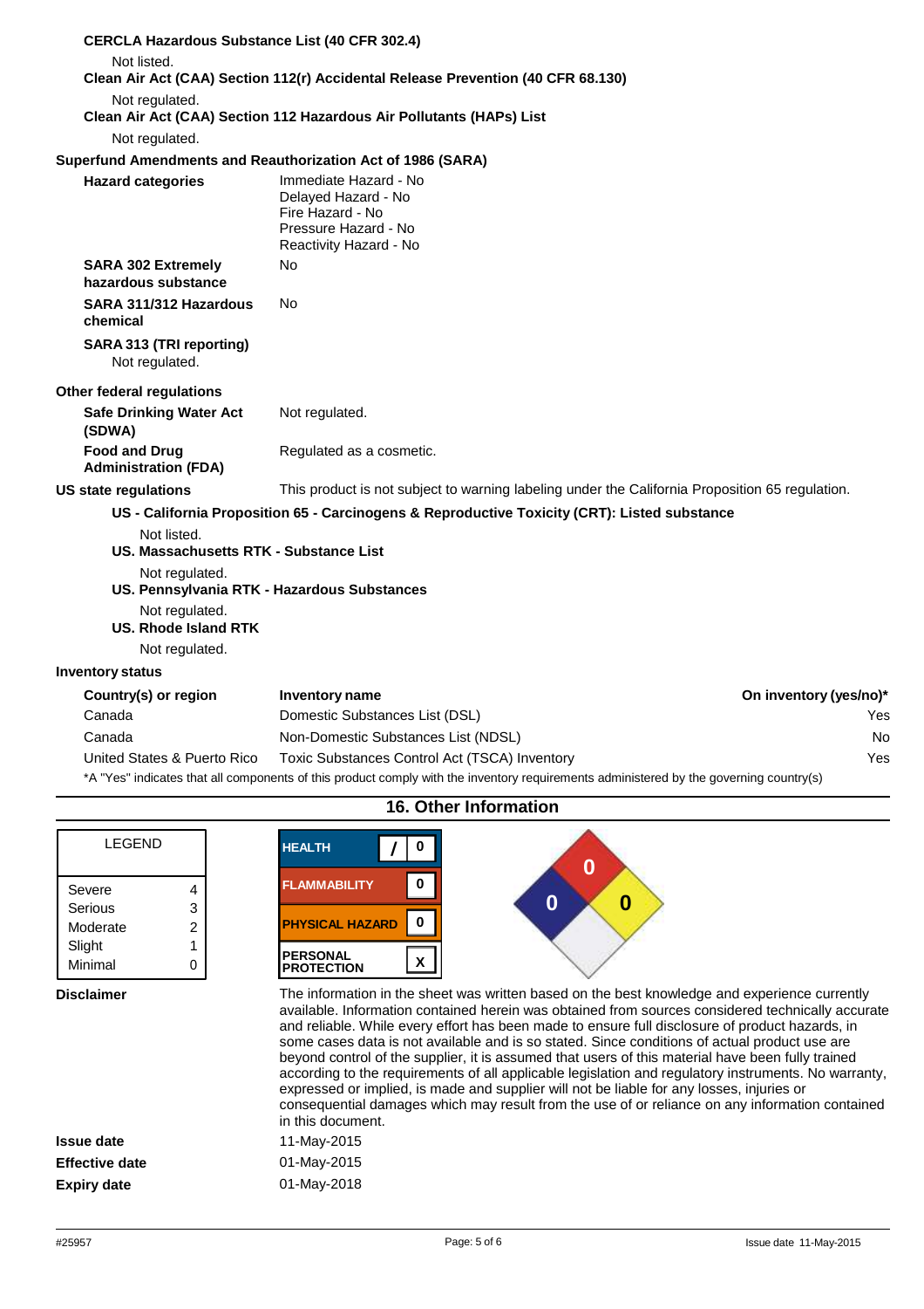**CERCLA Hazardous Substance List (40 CFR 302.4)**

Not listed.

**Clean Air Act (CAA) Section 112(r) Accidental Release Prevention (40 CFR 68.130)**

Not regulated.

**Clean Air Act (CAA) Section 112 Hazardous Air Pollutants (HAPs) List**

Not regulated.

**Superfund Amendments and Reauthorization Act of 1986 (SARA)**

**Hazard categories**
Immediate Hazard - No
Delayed Hazard - No
Fire Hazard - No
Pressure Hazard - No
Reactivity Hazard - No

**SARA 302 Extremely hazardous substance** No

**SARA 311/312 Hazardous chemical** No

**SARA 313 (TRI reporting)**

Not regulated.

**Other federal regulations**

**Safe Drinking Water Act (SDWA)** Not regulated.

**Food and Drug Administration (FDA)** Regulated as a cosmetic.

**US state regulations** This product is not subject to warning labeling under the California Proposition 65 regulation.

**US - California Proposition 65 - Carcinogens & Reproductive Toxicity (CRT): Listed substance**

Not listed.

**US. Massachusetts RTK - Substance List**

Not regulated.

**US. Pennsylvania RTK - Hazardous Substances**

Not regulated.

**US. Rhode Island RTK**

Not regulated.

**Inventory status**

| Country(s) or region | Inventory name | On inventory (yes/no)* |
|---|---|---|
| Canada | Domestic Substances List (DSL) | Yes |
| Canada | Non-Domestic Substances List (NDSL) | No |
| United States & Puerto Rico | Toxic Substances Control Act (TSCA) Inventory | Yes |

*A "Yes" indicates that all components of this product comply with the inventory requirements administered by the governing country(s)

## 16. Other Information

| LEGEND | |
|---|---|
| Severe | 4 |
| Serious | 3 |
| Moderate | 2 |
| Slight | 1 |
| Minimal | 0 |

| | |
|---|---|
| HEALTH | / 0 |
| FLAMMABILITY | 0 |
| PHYSICAL HAZARD | 0 |
| PERSONAL PROTECTION | X |

NFPA: Health 0, Flammability 0, Instability 0

**Disclaimer**

The information in the sheet was written based on the best knowledge and experience currently available. Information contained herein was obtained from sources considered technically accurate and reliable. While every effort has been made to ensure full disclosure of product hazards, in some cases data is not available and is so stated. Since conditions of actual product use are beyond control of the supplier, it is assumed that users of this material have been fully trained according to the requirements of all applicable legislation and regulatory instruments. No warranty, expressed or implied, is made and supplier will not be liable for any losses, injuries or consequential damages which may result from the use of or reliance on any information contained in this document.

**Issue date** 11-May-2015

**Effective date** 01-May-2015

**Expiry date** 01-May-2018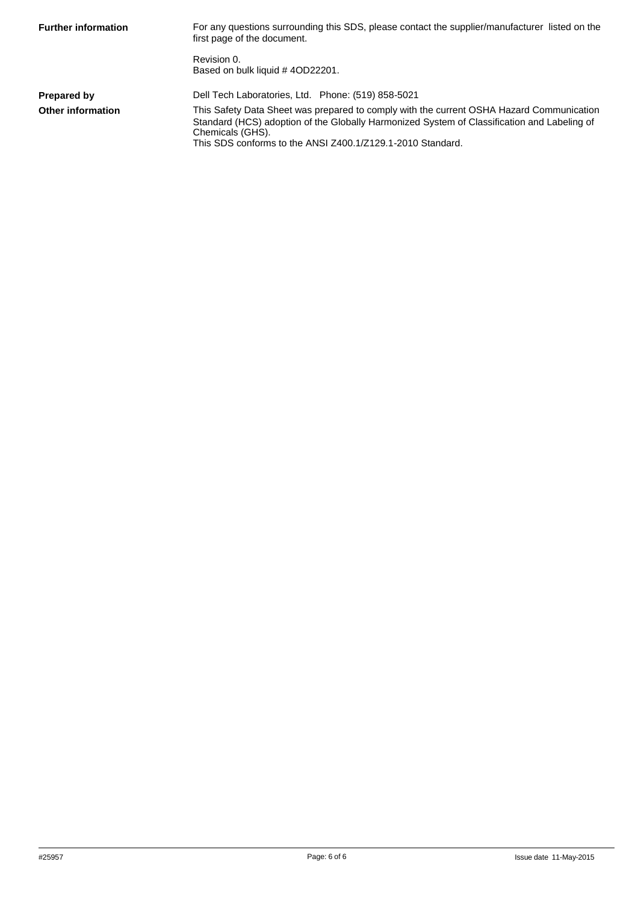| | |
|---|---|
| **Further information** | For any questions surrounding this SDS, please contact the supplier/manufacturer listed on the first page of the document.<br><br>Revision 0.<br>Based on bulk liquid # 4OD22201. |
| **Prepared by** | Dell Tech Laboratories, Ltd. Phone: (519) 858-5021 |
| **Other information** | This Safety Data Sheet was prepared to comply with the current OSHA Hazard Communication Standard (HCS) adoption of the Globally Harmonized System of Classification and Labeling of Chemicals (GHS).<br>This SDS conforms to the ANSI Z400.1/Z129.1-2010 Standard. |

#25957

Issue date 11-May-2015